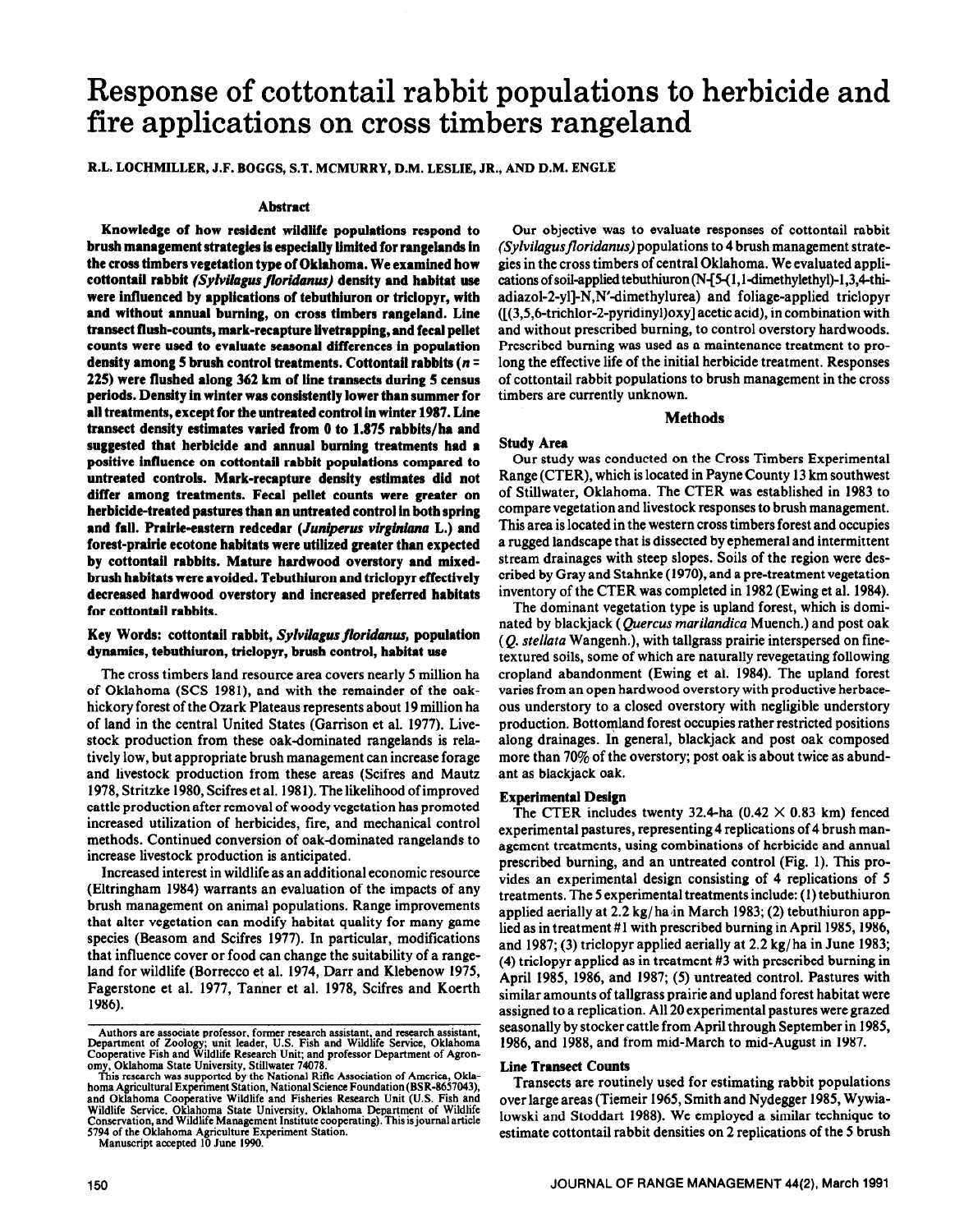# Response of cottontail rabbit populations to herbicide and fire applications on cross timbers rangeland

R.L. LOCHMILLER, J.F. BOGGS, S.T. MCMURRY, D.M. LESLIE, JR., AND D.M. ENGLE

## Abstract

**Knowledge of how resident wildlife populations respond to brush management strategies is especially limited for rangelands in the cross timbers vegetation type of Oklahoma. We examined how cottontail rabbit *(Sylvilagus floridanus)* density and habitat use were influenced by applications of tebuthiuron or triclopyr, with and without annual burning, on cross timbers rangeland. Line transect flush-counts, mark-recapture livetrapping, and fecal pellet counts were used to evaluate seasonal differences in population density among 5 brush control treatments. Cottontail rabbits ($n$ = 225) were flushed along 362 km of line transects during 5 census periods. Density in winter was consistently lower than summer for all treatments, except for the untreated control in winter 1987. Line transect density estimates varied from 0 to 1.875 rabbits/ha and suggested that herbicide and annual burning treatments had a positive influence on cottontail rabbit populations compared to untreated controls. Mark-recapture density estimates did not differ among treatments. Fecal pellet counts were greater on herbicide-treated pastures than an untreated control in both spring and fall. Prairie-eastern redcedar *(Juniperus virginiana* L.) and forest-prairie ecotone habitats were utilized greater than expected by cottontail rabbits. Mature hardwood overstory and mixed-brush habitats were avoided. Tebuthiuron and triclopyr effectively decreased hardwood overstory and increased preferred habitats for cottontail rabbits.**

**Key Words: cottontail rabbit, *Sylvilagus floridanus*, population dynamics, tebuthiuron, triclopyr, brush control, habitat use**

The cross timbers land resource area covers nearly 5 million ha of Oklahoma (SCS 1981), and with the remainder of the oak-hickory forest of the Ozark Plateaus represents about 19 million ha of land in the central United States (Garrison et al. 1977). Livestock production from these oak-dominated rangelands is relatively low, but appropriate brush management can increase forage and livestock production from these areas (Scifres and Mautz 1978, Stritzke 1980, Scifres et al. 1981). The likelihood of improved cattle production after removal of woody vegetation has promoted increased utilization of herbicides, fire, and mechanical control methods. Continued conversion of oak-dominated rangelands to increase livestock production is anticipated.

Increased interest in wildlife as an additional economic resource (Eltringham 1984) warrants an evaluation of the impacts of any brush management on animal populations. Range improvements that alter vegetation can modify habitat quality for many game species (Beasom and Scifres 1977). In particular, modifications that influence cover or food can change the suitability of a rangeland for wildlife (Borrecco et al. 1974, Darr and Klebenow 1975, Fagerstone et al. 1977, Tanner et al. 1978, Scifres and Koerth 1986).

Authors are associate professor, former research assistant, and research assistant, Department of Zoology; unit leader, U.S. Fish and Wildlife Service, Oklahoma Cooperative Fish and Wildlife Research Unit; and professor Department of Agronomy, Oklahoma State University, Stillwater 74078.

This research was supported by the National Rifle Association of America, Oklahoma Agricultural Experiment Station, National Science Foundation (BSR-8657043), and Oklahoma Cooperative Wildlife and Fisheries Research Unit (U.S. Fish and Wildlife Service, Oklahoma State University, Oklahoma Department of Wildlife Conservation, and Wildlife Management Institute cooperating). This is journal article 5794 of the Oklahoma Agriculture Experiment Station.

Manuscript accepted 10 June 1990.

Our objective was to evaluate responses of cottontail rabbit *(Sylvilagus floridanus)* populations to 4 brush management strategies in the cross timbers of central Oklahoma. We evaluated applications of soil-applied tebuthiuron (N-[5-(1,1-dimethylethyl)-1,3,4-thiadiazol-2-yl]-N,N'-dimethylurea) and foliage-applied triclopyr ([(3,5,6-trichlor-2-pyridinyl)oxy] acetic acid), in combination with and without prescribed burning, to control overstory hardwoods. Prescribed burning was used as a maintenance treatment to prolong the effective life of the initial herbicide treatment. Responses of cottontail rabbit populations to brush management in the cross timbers are currently unknown.

## Methods

### Study Area

Our study was conducted on the Cross Timbers Experimental Range (CTER), which is located in Payne County 13 km southwest of Stillwater, Oklahoma. The CTER was established in 1983 to compare vegetation and livestock responses to brush management. This area is located in the western cross timbers forest and occupies a rugged landscape that is dissected by ephemeral and intermittent stream drainages with steep slopes. Soils of the region were described by Gray and Stahnke (1970), and a pre-treatment vegetation inventory of the CTER was completed in 1982 (Ewing et al. 1984).

The dominant vegetation type is upland forest, which is dominated by blackjack *(Quercus marilandica* Muench.) and post oak (*Q. stellata* Wangenh.), with tallgrass prairie interspersed on fine-textured soils, some of which are naturally revegetating following cropland abandonment (Ewing et al. 1984). The upland forest varies from an open hardwood overstory with productive herbaceous understory to a closed overstory with negligible understory production. Bottomland forest occupies rather restricted positions along drainages. In general, blackjack and post oak composed more than 70% of the overstory; post oak is about twice as abundant as blackjack oak.

### Experimental Design

The CTER includes twenty 32.4-ha (0.42 × 0.83 km) fenced experimental pastures, representing 4 replications of 4 brush management treatments, using combinations of herbicide and annual prescribed burning, and an untreated control (Fig. 1). This provides an experimental design consisting of 4 replications of 5 treatments. The 5 experimental treatments include: (1) tebuthiuron applied aerially at 2.2 kg/ha in March 1983; (2) tebuthiuron applied as in treatment #1 with prescribed burning in April 1985, 1986, and 1987; (3) triclopyr applied aerially at 2.2 kg/ha in June 1983; (4) triclopyr applied as in treatment #3 with prescribed burning in April 1985, 1986, and 1987; (5) untreated control. Pastures with similar amounts of tallgrass prairie and upland forest habitat were assigned to a replication. All 20 experimental pastures were grazed seasonally by stocker cattle from April through September in 1985, 1986, and 1988, and from mid-March to mid-August in 1987.

### Line Transect Counts

Transects are routinely used for estimating rabbit populations over large areas (Tiemeir 1965, Smith and Nydegger 1985, Wywialowski and Stoddart 1988). We employed a similar technique to estimate cottontail rabbit densities on 2 replications of the 5 brush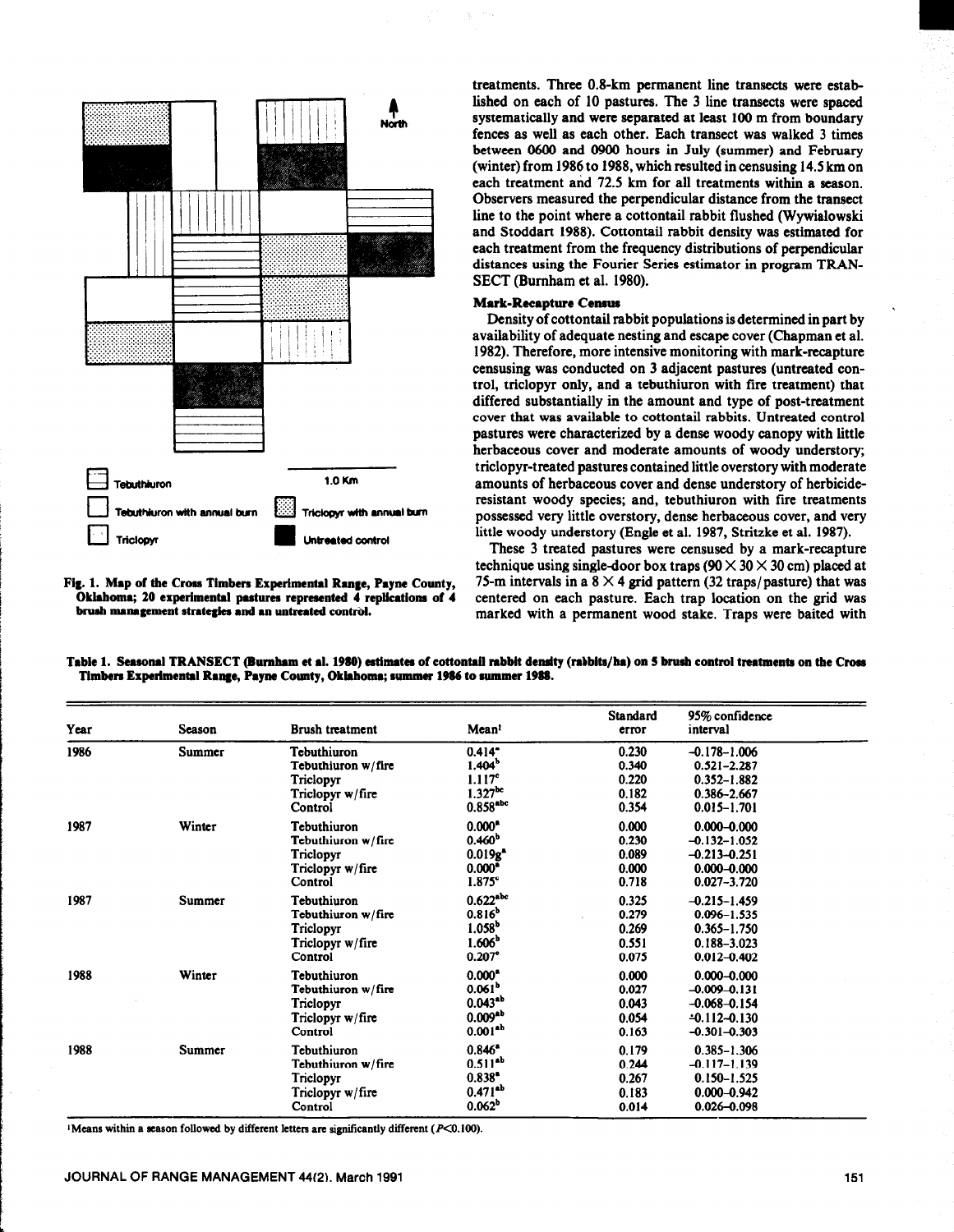Tebuthiuron

Tebuthiuron with annual burn

Triclopyr

1.0 Km

Triclopyr with annual burn

Untreated control

North

Fig. 1. Map of the Cross Timbers Experimental Range, Payne County, Oklahoma; 20 experimental pastures represented 4 replications of 4 brush management strategies and an untreated control.

treatments. Three 0.8-km permanent line transects were established on each of 10 pastures. The 3 line transects were spaced systematically and were separated at least 100 m from boundary fences as well as each other. Each transect was walked 3 times between 0600 and 0900 hours in July (summer) and February (winter) from 1986 to 1988, which resulted in censusing 14.5 km on each treatment and 72.5 km for all treatments within a season. Observers measured the perpendicular distance from the transect line to the point where a cottontail rabbit flushed (Wywialowski and Stoddart 1988). Cottontail rabbit density was estimated for each treatment from the frequency distributions of perpendicular distances using the Fourier Series estimator in program TRANSECT (Burnham et al. 1980).

### Mark-Recapture Census

Density of cottontail rabbit populations is determined in part by availability of adequate nesting and escape cover (Chapman et al. 1982). Therefore, more intensive monitoring with mark-recapture censusing was conducted on 3 adjacent pastures (untreated control, triclopyr only, and a tebuthiuron with fire treatment) that differed substantially in the amount and type of post-treatment cover that was available to cottontail rabbits. Untreated control pastures were characterized by a dense woody canopy with little herbaceous cover and moderate amounts of woody understory; triclopyr-treated pastures contained little overstory with moderate amounts of herbaceous cover and dense understory of herbicide-resistant woody species; and, tebuthiuron with fire treatments possessed very little overstory, dense herbaceous cover, and very little woody understory (Engle et al. 1987, Stritzke et al. 1987).

These 3 treated pastures were censused by a mark-recapture technique using single-door box traps (90 × 30 × 30 cm) placed at 75-m intervals in a 8 × 4 grid pattern (32 traps/pasture) that was centered on each pasture. Each trap location on the grid was marked with a permanent wood stake. Traps were baited with

Table 1. Seasonal TRANSECT (Burnham et al. 1980) estimates of cottontail rabbit density (rabbits/ha) on 5 brush control treatments on the Cross Timbers Experimental Range, Payne County, Oklahoma; summer 1986 to summer 1988.

| Year | Season | Brush treatment | Mean[1] | Standard error | 95% confidence interval |
|---|---|---|---|---|---|
| 1986 | Summer | Tebuthiuron | 0.414[a] | 0.230 | -0.178–1.006 |
| | | Tebuthiuron w/fire | 1.404[b] | 0.340 | 0.521–2.287 |
| | | Triclopyr | 1.117[c] | 0.220 | 0.352–1.882 |
| | | Triclopyr w/fire | 1.327[bc] | 0.182 | 0.386–2.667 |
| | | Control | 0.858[abc] | 0.354 | 0.015–1.701 |
| 1987 | Winter | Tebuthiuron | 0.000[a] | 0.000 | 0.000–0.000 |
| | | Tebuthiuron w/fire | 0.460[b] | 0.230 | -0.132–1.052 |
| | | Triclopyr | 0.019g[a] | 0.089 | -0.213–0.251 |
| | | Triclopyr w/fire | 0.000[a] | 0.000 | 0.000–0.000 |
| | | Control | 1.875[c] | 0.718 | 0.027–3.720 |
| 1987 | Summer | Tebuthiuron | 0.622[abc] | 0.325 | -0.215–1.459 |
| | | Tebuthiuron w/fire | 0.816[b] | 0.279 | 0.096–1.535 |
| | | Triclopyr | 1.058[b] | 0.269 | 0.365–1.750 |
| | | Triclopyr w/fire | 1.606[b] | 0.551 | 0.188–3.023 |
| | | Control | 0.207[c] | 0.075 | 0.012–0.402 |
| 1988 | Winter | Tebuthiuron | 0.000[a] | 0.000 | 0.000–0.000 |
| | | Tebuthiuron w/fire | 0.061[b] | 0.027 | -0.009–0.131 |
| | | Triclopyr | 0.043[ab] | 0.043 | -0.068–0.154 |
| | | Triclopyr w/fire | 0.009[ab] | 0.054 | -0.112–0.130 |
| | | Control | 0.001[ab] | 0.163 | -0.301–0.303 |
| 1988 | Summer | Tebuthiuron | 0.846[a] | 0.179 | 0.385–1.306 |
| | | Tebuthiuron w/fire | 0.511[ab] | 0.244 | -0.117–1.139 |
| | | Triclopyr | 0.838[a] | 0.267 | 0.150–1.525 |
| | | Triclopyr w/fire | 0.471[ab] | 0.183 | 0.000–0.942 |
| | | Control | 0.062[b] | 0.014 | 0.026–0.098 |

[1]Means within a season followed by different letters are significantly different ($P<0.100$).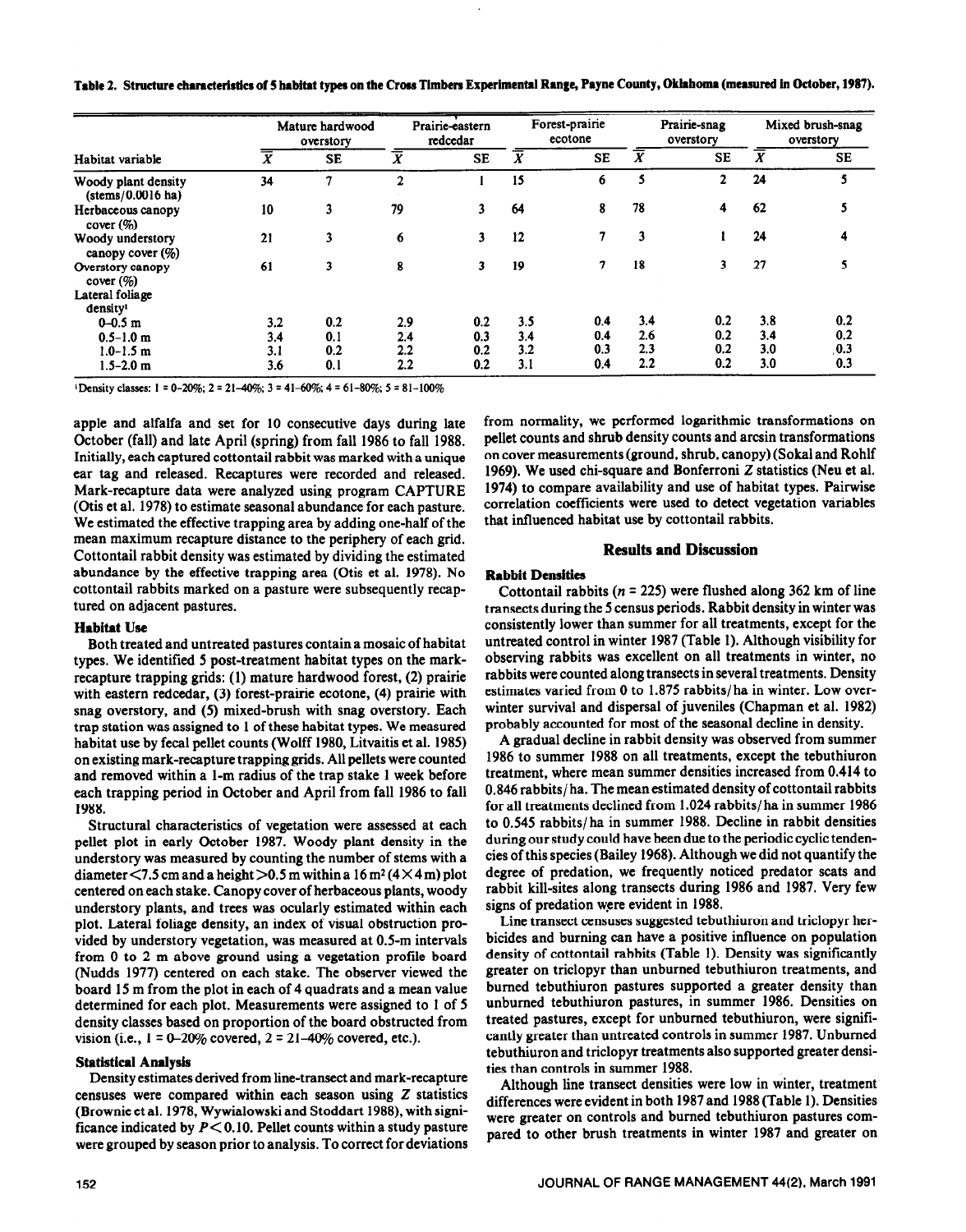**Table 2. Structure characteristics of 5 habitat types on the Cross Timbers Experimental Range, Payne County, Oklahoma (measured in October, 1987).**

| Habitat variable | Mature hardwood overstory | | Prairie-eastern redcedar | | Forest-prairie ecotone | | Prairie-snag overstory | | Mixed brush-snag overstory | |
|---|---|---|---|---|---|---|---|---|---|---|
| | $\overline{X}$ | SE | $\overline{X}$ | SE | $\overline{X}$ | SE | $\overline{X}$ | SE | $\overline{X}$ | SE |
| Woody plant density (stems/0.0016 ha) | 34 | 7 | 2 | 1 | 15 | 6 | 5 | 2 | 24 | 5 |
| Herbaceous canopy cover (%) | 10 | 3 | 79 | 3 | 64 | 8 | 78 | 4 | 62 | 5 |
| Woody understory canopy cover (%) | 21 | 3 | 6 | 3 | 12 | 7 | 3 | 1 | 24 | 4 |
| Overstory canopy cover (%) | 61 | 3 | 8 | 3 | 19 | 7 | 18 | 3 | 27 | 5 |
| Lateral foliage density[1] | | | | | | | | | | |
| 0–0.5 m | 3.2 | 0.2 | 2.9 | 0.2 | 3.5 | 0.4 | 3.4 | 0.2 | 3.8 | 0.2 |
| 0.5–1.0 m | 3.4 | 0.1 | 2.4 | 0.3 | 3.4 | 0.4 | 2.6 | 0.2 | 3.4 | 0.2 |
| 1.0–1.5 m | 3.1 | 0.2 | 2.2 | 0.2 | 3.2 | 0.3 | 2.3 | 0.2 | 3.0 | 0.3 |
| 1.5–2.0 m | 3.6 | 0.1 | 2.2 | 0.2 | 3.1 | 0.4 | 2.2 | 0.2 | 3.0 | 0.3 |

[1]Density classes: 1 = 0–20%; 2 = 21–40%; 3 = 41–60%; 4 = 61–80%; 5 = 81–100%

apple and alfalfa and set for 10 consecutive days during late October (fall) and late April (spring) from fall 1986 to fall 1988. Initially, each captured cottontail rabbit was marked with a unique ear tag and released. Recaptures were recorded and released. Mark-recapture data were analyzed using program CAPTURE (Otis et al. 1978) to estimate seasonal abundance for each pasture. We estimated the effective trapping area by adding one-half of the mean maximum recapture distance to the periphery of each grid. Cottontail rabbit density was estimated by dividing the estimated abundance by the effective trapping area (Otis et al. 1978). No cottontail rabbits marked on a pasture were subsequently recaptured on adjacent pastures.

### Habitat Use

Both treated and untreated pastures contain a mosaic of habitat types. We identified 5 post-treatment habitat types on the mark-recapture trapping grids: (1) mature hardwood forest, (2) prairie with eastern redcedar, (3) forest-prairie ecotone, (4) prairie with snag overstory, and (5) mixed-brush with snag overstory. Each trap station was assigned to 1 of these habitat types. We measured habitat use by fecal pellet counts (Wolff 1980, Litvaitis et al. 1985) on existing mark-recapture trapping grids. All pellets were counted and removed within a 1-m radius of the trap stake 1 week before each trapping period in October and April from fall 1986 to fall 1988.

Structural characteristics of vegetation were assessed at each pellet plot in early October 1987. Woody plant density in the understory was measured by counting the number of stems with a diameter <7.5 cm and a height >0.5 m within a 16 m$^2$ (4×4 m) plot centered on each stake. Canopy cover of herbaceous plants, woody understory plants, and trees was ocularly estimated within each plot. Lateral foliage density, an index of visual obstruction provided by understory vegetation, was measured at 0.5-m intervals from 0 to 2 m above ground using a vegetation profile board (Nudds 1977) centered on each stake. The observer viewed the board 15 m from the plot in each of 4 quadrats and a mean value determined for each plot. Measurements were assigned to 1 of 5 density classes based on proportion of the board obstructed from vision (i.e., 1 = 0–20% covered, 2 = 21–40% covered, etc.).

### Statistical Analysis

Density estimates derived from line-transect and mark-recapture censuses were compared within each season using $Z$ statistics (Brownie et al. 1978, Wywialowski and Stoddart 1988), with significance indicated by $P<0.10$. Pellet counts within a study pasture were grouped by season prior to analysis. To correct for deviations from normality, we performed logarithmic transformations on pellet counts and shrub density counts and arcsin transformations on cover measurements (ground, shrub, canopy) (Sokal and Rohlf 1969). We used chi-square and Bonferroni $Z$ statistics (Neu et al. 1974) to compare availability and use of habitat types. Pairwise correlation coefficients were used to detect vegetation variables that influenced habitat use by cottontail rabbits.

## Results and Discussion

### Rabbit Densities

Cottontail rabbits ($n$ = 225) were flushed along 362 km of line transects during the 5 census periods. Rabbit density in winter was consistently lower than summer for all treatments, except for the untreated control in winter 1987 (Table 1). Although visibility for observing rabbits was excellent on all treatments in winter, no rabbits were counted along transects in several treatments. Density estimates varied from 0 to 1.875 rabbits/ha in winter. Low overwinter survival and dispersal of juveniles (Chapman et al. 1982) probably accounted for most of the seasonal decline in density.

A gradual decline in rabbit density was observed from summer 1986 to summer 1988 on all treatments, except the tebuthiuron treatment, where mean summer densities increased from 0.414 to 0.846 rabbits/ha. The mean estimated density of cottontail rabbits for all treatments declined from 1.024 rabbits/ha in summer 1986 to 0.545 rabbits/ha in summer 1988. Decline in rabbit densities during our study could have been due to the periodic cyclic tendencies of this species (Bailey 1968). Although we did not quantify the degree of predation, we frequently noticed predator scats and rabbit kill-sites along transects during 1986 and 1987. Very few signs of predation were evident in 1988.

Line transect censuses suggested tebuthiuron and triclopyr herbicides and burning can have a positive influence on population density of cottontail rabbits (Table 1). Density was significantly greater on triclopyr than unburned tebuthiuron treatments, and burned tebuthiuron pastures supported a greater density than unburned tebuthiuron pastures, in summer 1986. Densities on treated pastures, except for unburned tebuthiuron, were significantly greater than untreated controls in summer 1987. Unburned tebuthiuron and triclopyr treatments also supported greater densities than controls in summer 1988.

Although line transect densities were low in winter, treatment differences were evident in both 1987 and 1988 (Table 1). Densities were greater on controls and burned tebuthiuron pastures compared to other brush treatments in winter 1987 and greater on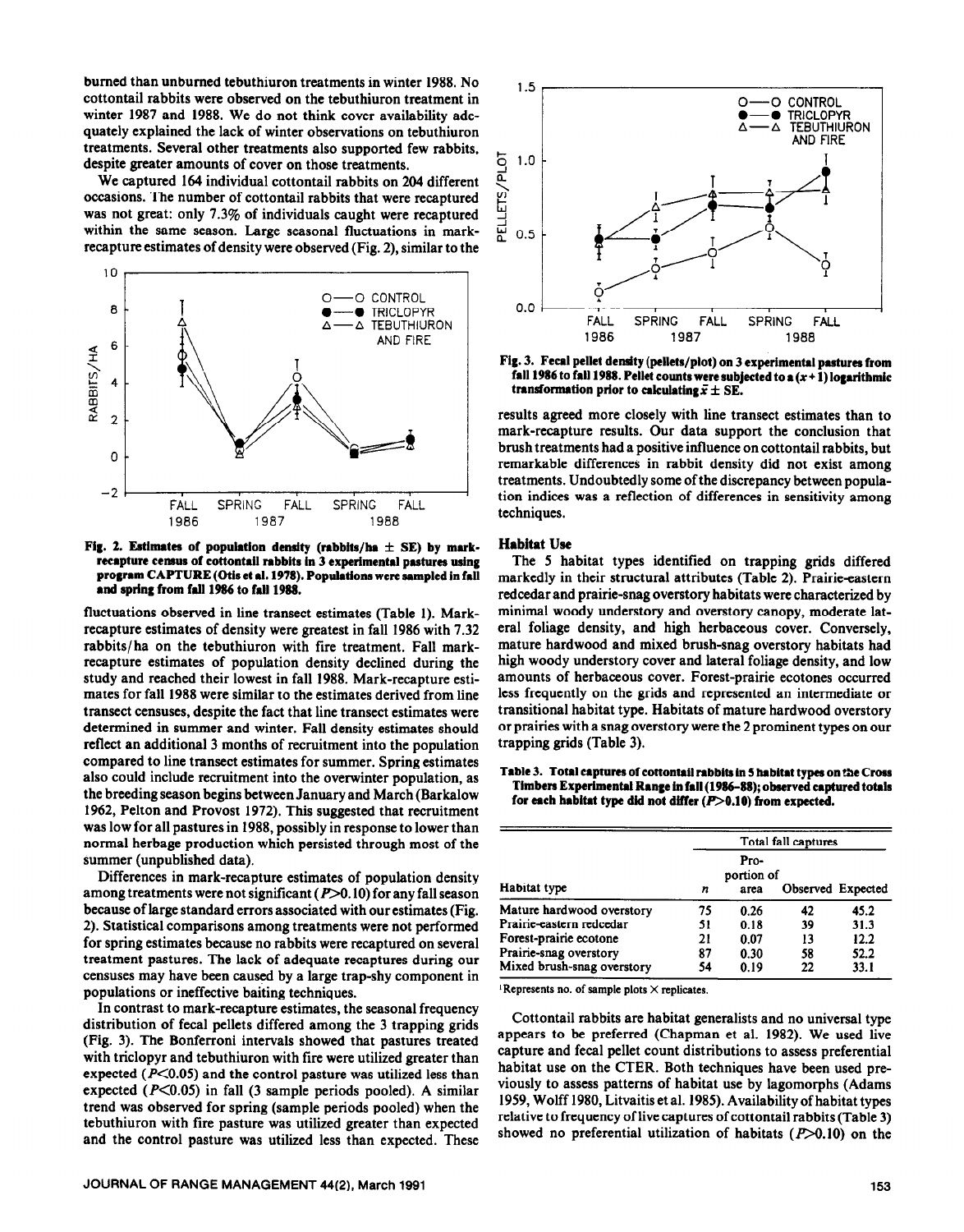burned than unburned tebuthiuron treatments in winter 1988. No cottontail rabbits were observed on the tebuthiuron treatment in winter 1987 and 1988. We do not think cover availability adequately explained the lack of winter observations on tebuthiuron treatments. Several other treatments also supported few rabbits, despite greater amounts of cover on those treatments.

We captured 164 individual cottontail rabbits on 204 different occasions. The number of cottontail rabbits that were recaptured was not great: only 7.3% of individuals caught were recaptured within the same season. Large seasonal fluctuations in mark-recapture estimates of density were observed (Fig. 2), similar to the fluctuations observed in line transect estimates (Table 1). Mark-recapture estimates of density were greatest in fall 1986 with 7.32 rabbits/ha on the tebuthiuron with fire treatment. Fall mark-recapture estimates of population density declined during the study and reached their lowest in fall 1988. Mark-recapture estimates for fall 1988 were similar to the estimates derived from line transect censuses, despite the fact that line transect estimates were determined in summer and winter. Fall density estimates should reflect an additional 3 months of recruitment into the population compared to line transect estimates for summer. Spring estimates also could include recruitment into the overwinter population, as the breeding season begins between January and March (Barkalow 1962, Pelton and Provost 1972). This suggested that recruitment was low for all pastures in 1988, possibly in response to lower than normal herbage production which persisted through most of the summer (unpublished data).

10
8
6
4
2
0
-2
RABBITS/HA
O—O CONTROL
●—● TRICLOPYR
Δ—Δ TEBUTHIURON AND FIRE
FALL 1986
SPRING 1987
FALL
SPRING 1988
FALL

**Fig. 2. Estimates of population density (rabbits/ha ± SE) by mark-recapture census of cottontail rabbits in 3 experimental pastures using program CAPTURE (Otis et al. 1978). Populations were sampled in fall and spring from fall 1986 to fall 1988.**

Differences in mark-recapture estimates of population density among treatments were not significant ($P>0.10$) for any fall season because of large standard errors associated with our estimates (Fig. 2). Statistical comparisons among treatments were not performed for spring estimates because no rabbits were recaptured on several treatment pastures. The lack of adequate recaptures during our censuses may have been caused by a large trap-shy component in populations or ineffective baiting techniques.

In contrast to mark-recapture estimates, the seasonal frequency distribution of fecal pellets differed among the 3 trapping grids (Fig. 3). The Bonferroni intervals showed that pastures treated with triclopyr and tebuthiuron with fire were utilized greater than expected ($P<0.05$) and the control pasture was utilized less than expected ($P<0.05$) in fall (3 sample periods pooled). A similar trend was observed for spring (sample periods pooled) when the tebuthiuron with fire pasture was utilized greater than expected and the control pasture was utilized less than expected. These results agreed more closely with line transect estimates than to mark-recapture results. Our data support the conclusion that brush treatments had a positive influence on cottontail rabbits, but remarkable differences in rabbit density did not exist among treatments. Undoubtedly some of the discrepancy between population indices was a reflection of differences in sensitivity among techniques.

1.5
1.0
0.5
0.0
PELLETS/PLOT
O—O CONTROL
●—● TRICLOPYR
Δ—Δ TEBUTHIURON AND FIRE
FALL 1986
SPRING 1987
FALL
SPRING 1988
FALL

**Fig. 3. Fecal pellet density (pellets/plot) on 3 experimental pastures from fall 1986 to fall 1988. Pellet counts were subjected to a $(x+1)$ logarithmic transformation prior to calculating $\bar{x} \pm$ SE.**

## Habitat Use

The 5 habitat types identified on trapping grids differed markedly in their structural attributes (Table 2). Prairie-eastern redcedar and prairie-snag overstory habitats were characterized by minimal woody understory and overstory canopy, moderate lateral foliage density, and high herbaceous cover. Conversely, mature hardwood and mixed brush-snag overstory habitats had high woody understory cover and lateral foliage density, and low amounts of herbaceous cover. Forest-prairie ecotones occurred less frequently on the grids and represented an intermediate or transitional habitat type. Habitats of mature hardwood overstory or prairies with a snag overstory were the 2 prominent types on our trapping grids (Table 3).

**Table 3. Total captures of cottontail rabbits in 5 habitat types on the Cross Timbers Experimental Range in fall (1986–88); observed captured totals for each habitat type did not differ ($P>0.10$) from expected.**

| | Total fall captures | | | |
|---|---|---|---|---|
| Habitat type | $n$ | Proportion of area | Observed | Expected |
| Mature hardwood overstory | 75 | 0.26 | 42 | 45.2 |
| Prairie-eastern redcedar | 51 | 0.18 | 39 | 31.3 |
| Forest-prairie ecotone | 21 | 0.07 | 13 | 12.2 |
| Prairie-snag overstory | 87 | 0.30 | 58 | 52.2 |
| Mixed brush-snag overstory | 54 | 0.19 | 22 | 33.1 |

[1]Represents no. of sample plots × replicates.

Cottontail rabbits are habitat generalists and no universal type appears to be preferred (Chapman et al. 1982). We used live capture and fecal pellet count distributions to assess preferential habitat use on the CTER. Both techniques have been used previously to assess patterns of habitat use by lagomorphs (Adams 1959, Wolff 1980, Litvaitis et al. 1985). Availability of habitat types relative to frequency of live captures of cottontail rabbits (Table 3) showed no preferential utilization of habitats ($P>0.10$) on the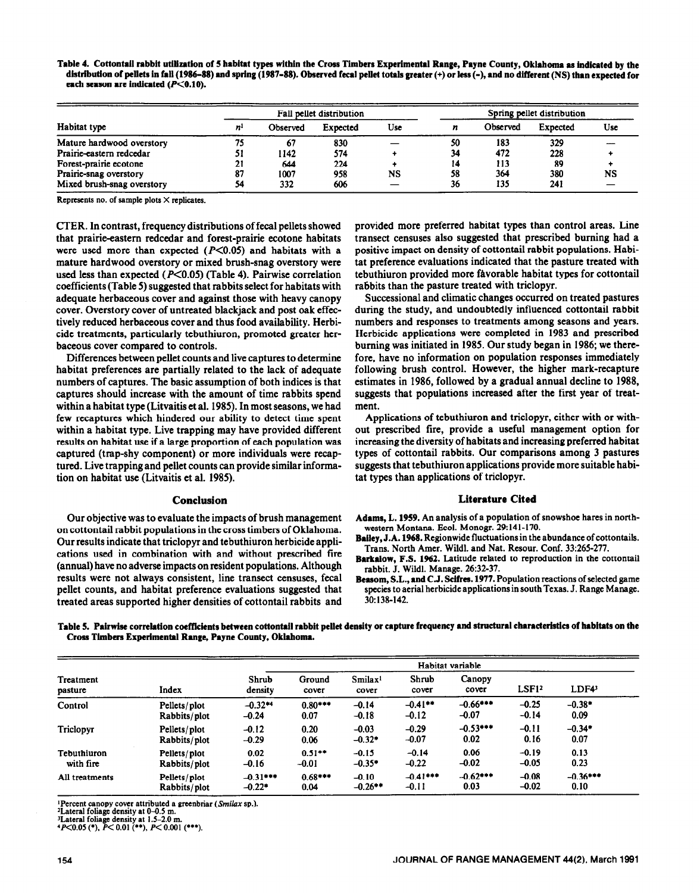**Table 4. Cottontail rabbit utilization of 5 habitat types within the Cross Timbers Experimental Range, Payne County, Oklahoma as indicated by the distribution of pellets in fall (1986–88) and spring (1987–88). Observed fecal pellet totals greater (+) or less (–), and no different (NS) than expected for each season are indicated ($P<0.10$).**

| Habitat type | Fall pellet distribution | | | | Spring pellet distribution | | | |
|---|---|---|---|---|---|---|---|---|
| | $n$[1] | Observed | Expected | Use | $n$ | Observed | Expected | Use |
| Mature hardwood overstory | 75 | 67 | 830 | — | 50 | 183 | 329 | — |
| Prairie-eastern redcedar | 51 | 1142 | 574 | + | 34 | 472 | 228 | + |
| Forest-prairie ecotone | 21 | 644 | 224 | + | 14 | 113 | 89 | + |
| Prairie-snag overstory | 87 | 1007 | 958 | NS | 58 | 364 | 380 | NS |
| Mixed brush-snag overstory | 54 | 332 | 606 | — | 36 | 135 | 241 | — |

Represents no. of sample plots × replicates.

CTER. In contrast, frequency distributions of fecal pellets showed that prairie-eastern redcedar and forest-prairie ecotone habitats were used more than expected ($P<0.05$) and habitats with a mature hardwood overstory or mixed brush-snag overstory were used less than expected ($P<0.05$) (Table 4). Pairwise correlation coefficients (Table 5) suggested that rabbits select for habitats with adequate herbaceous cover and against those with heavy canopy cover. Overstory cover of untreated blackjack and post oak effectively reduced herbaceous cover and thus food availability. Herbicide treatments, particularly tebuthiuron, promoted greater herbaceous cover compared to controls.

Differences between pellet counts and live captures to determine habitat preferences are partially related to the lack of adequate numbers of captures. The basic assumption of both indices is that captures should increase with the amount of time rabbits spend within a habitat type (Litvaitis et al. 1985). In most seasons, we had few recaptures which hindered our ability to detect time spent within a habitat type. Live trapping may have provided different results on habitat use if a large proportion of each population was captured (trap-shy component) or more individuals were recaptured. Live trapping and pellet counts can provide similar information on habitat use (Litvaitis et al. 1985).

## Conclusion

Our objective was to evaluate the impacts of brush management on cottontail rabbit populations in the cross timbers of Oklahoma. Our results indicate that triclopyr and tebuthiuron herbicide applications used in combination with and without prescribed fire (annual) have no adverse impacts on resident populations. Although results were not always consistent, line transect censuses, fecal pellet counts, and habitat preference evaluations suggested that treated areas supported higher densities of cottontail rabbits and provided more preferred habitat types than control areas. Line transect censuses also suggested that prescribed burning had a positive impact on density of cottontail rabbit populations. Habitat preference evaluations indicated that the pasture treated with tebuthiuron provided more favorable habitat types for cottontail rabbits than the pasture treated with triclopyr.

Successional and climatic changes occurred on treated pastures during the study, and undoubtedly influenced cottontail rabbit numbers and responses to treatments among seasons and years. Herbicide applications were completed in 1983 and prescribed burning was initiated in 1985. Our study began in 1986; we therefore, have no information on population responses immediately following brush control. However, the higher mark-recapture estimates in 1986, followed by a gradual annual decline to 1988, suggests that populations increased after the first year of treatment.

Applications of tebuthiuron and triclopyr, either with or without prescribed fire, provide a useful management option for increasing the diversity of habitats and increasing preferred habitat types of cottontail rabbits. Our comparisons among 3 pastures suggests that tebuthiuron applications provide more suitable habitat types than applications of triclopyr.

## Literature Cited

**Adams, L. 1959.** An analysis of a population of snowshoe hares in northwestern Montana. Ecol. Monogr. 29:141-170.

**Bailey, J.A. 1968.** Regionwide fluctuations in the abundance of cottontails. Trans. North Amer. Wildl. and Nat. Resour. Conf. 33:265-277.

**Barkalow, F.S. 1962.** Latitude related to reproduction in the cottontail rabbit. J. Wildl. Manage. 26:32-37.

**Beasom, S.L., and C.J. Scifres. 1977.** Population reactions of selected game species to aerial herbicide applications in south Texas. J. Range Manage. 30:138-142.

**Table 5. Pairwise correlation coefficients between cottontail rabbit pellet density or capture frequency and structural characteristics of habitats on the Cross Timbers Experimental Range, Payne County, Oklahoma.**

| Treatment pasture | Index | Habitat variable | | | | | | |
|---|---|---|---|---|---|---|---|---|
| | | Shrub density | Ground cover | Smilax[1] cover | Shrub cover | Canopy cover | LSFI[2] | LDF4[3] |
| Control | Pellets/plot | –0.32*[4] | 0.80*** | –0.14 | –0.41** | –0.66*** | –0.25 | –0.38* |
| | Rabbits/plot | –0.24 | 0.07 | –0.18 | –0.12 | –0.07 | –0.14 | 0.09 |
| Triclopyr | Pellets/plot | –0.12 | 0.20 | –0.03 | –0.29 | –0.53*** | –0.11 | –0.34* |
| | Rabbits/plot | –0.29 | 0.06 | –0.32* | –0.07 | 0.02 | 0.16 | 0.07 |
| Tebuthiuron with fire | Pellets/plot | 0.02 | 0.51** | –0.15 | –0.14 | 0.06 | –0.19 | 0.13 |
| | Rabbits/plot | –0.16 | –0.01 | –0.35* | –0.22 | –0.02 | –0.05 | 0.23 |
| All treatments | Pellets/plot | –0.31*** | 0.68*** | –0.10 | –0.41*** | –0.62*** | –0.08 | –0.36*** |
| | Rabbits/plot | –0.22* | 0.04 | –0.26** | –0.11 | 0.03 | –0.02 | 0.10 |

[1]Percent canopy cover attributed a greenbriar (*Smilax* sp.).
[2]Lateral foliage density at 0–0.5 m.
[3]Lateral foliage density at 1.5–2.0 m.
[4]$P<0.05$ (*), $P<0.01$ (**), $P<0.001$ (***).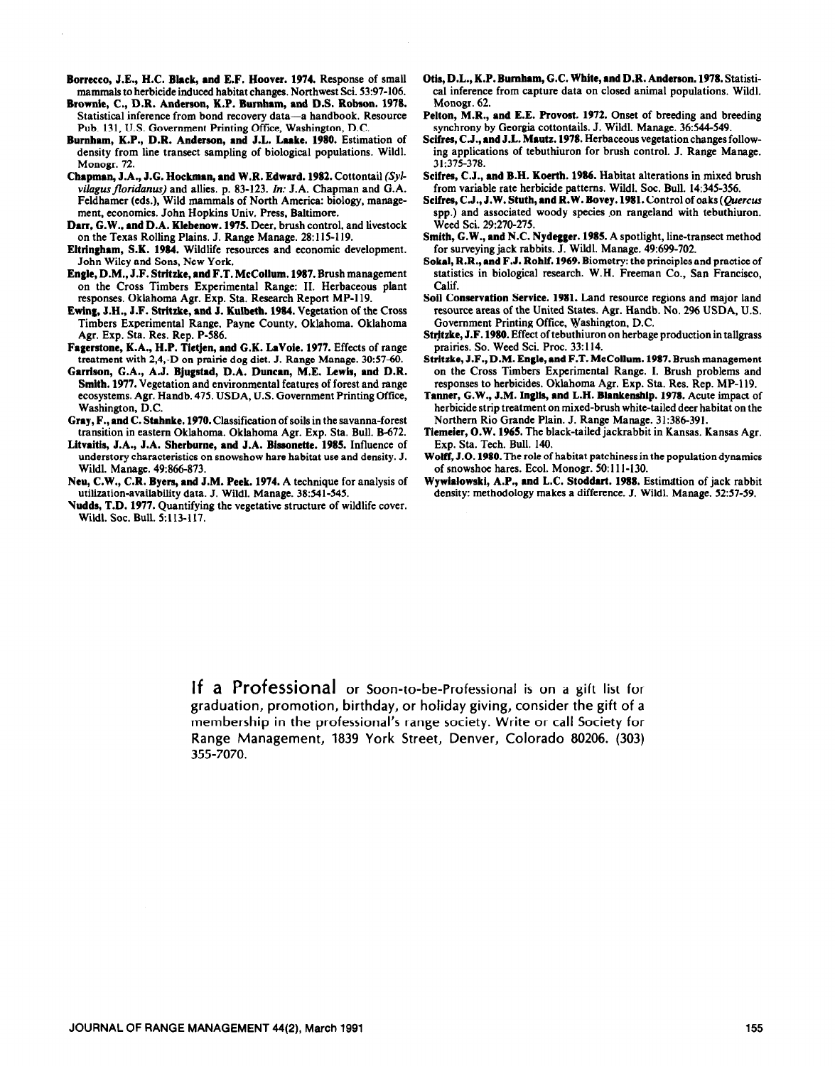**Borrecco, J.E., H.C. Black, and E.F. Hoover. 1974.** Response of small mammals to herbicide induced habitat changes. Northwest Sci. 53:97-106.

**Brownie, C., D.R. Anderson, K.P. Burnham, and D.S. Robson. 1978.** Statistical inference from bond recovery data—a handbook. Resource Pub. 131, U.S. Government Printing Office, Washington, D.C.

**Burnham, K.P., D.R. Anderson, and J.L. Laake. 1980.** Estimation of density from line transect sampling of biological populations. Wildl. Monogr. 72.

**Chapman, J.A., J.G. Hockman, and W.R. Edward. 1982.** Cottontail *(Sylvilagus floridanus)* and allies. p. 83-123. *In:* J.A. Chapman and G.A. Feldhamer (eds.), Wild mammals of North America: biology, management, economics. John Hopkins Univ. Press, Baltimore.

**Darr, G.W., and D.A. Klebenow. 1975.** Deer, brush control, and livestock on the Texas Rolling Plains. J. Range Manage. 28:115-119.

**Eltringham, S.K. 1984.** Wildlife resources and economic development. John Wiley and Sons, New York.

**Engle, D.M., J.F. Stritzke, and F.T. McCollum. 1987.** Brush management on the Cross Timbers Experimental Range: II. Herbaceous plant responses. Oklahoma Agr. Exp. Sta. Research Report MP-119.

**Ewing, J.H., J.F. Stritzke, and J. Kulbeth. 1984.** Vegetation of the Cross Timbers Experimental Range, Payne County, Oklahoma. Oklahoma Agr. Exp. Sta. Res. Rep. P-586.

**Fagerstone, K.A., H.P. Tietjen, and G.K. LaVoie. 1977.** Effects of range treatment with 2,4,-D on prairie dog diet. J. Range Manage. 30:57-60.

**Garrison, G.A., A.J. Bjugstad, D.A. Duncan, M.E. Lewis, and D.R. Smith. 1977.** Vegetation and environmental features of forest and range ecosystems. Agr. Handb. 475. USDA, U.S. Government Printing Office, Washington, D.C.

**Gray, F., and C. Stahnke. 1970.** Classification of soils in the savanna-forest transition in eastern Oklahoma. Oklahoma Agr. Exp. Sta. Bull. B-672.

**Litvaitis, J.A., J.A. Sherburne, and J.A. Bissonette. 1985.** Influence of understory characteristics on snowshow hare habitat use and density. J. Wildl. Manage. 49:866-873.

**Neu, C.W., C.R. Byers, and J.M. Peek. 1974.** A technique for analysis of utilization-availability data. J. Wildl. Manage. 38:541-545.

**Nudds, T.D. 1977.** Quantifying the vegetative structure of wildlife cover. Wildl. Soc. Bull. 5:113-117.

**Otis, D.L., K.P. Burnham, G.C. White, and D.R. Anderson. 1978.** Statistical inference from capture data on closed animal populations. Wildl. Monogr. 62.

**Pelton, M.R., and E.E. Provost. 1972.** Onset of breeding and breeding synchrony by Georgia cottontails. J. Wildl. Manage. 36:544-549.

**Scifres, C.J., and J.L. Mautz. 1978.** Herbaceous vegetation changes following applications of tebuthiuron for brush control. J. Range Manage. 31:375-378.

**Scifres, C.J., and B.H. Koerth. 1986.** Habitat alterations in mixed brush from variable rate herbicide patterns. Wildl. Soc. Bull. 14:345-356.

**Scifres, C.J., J.W. Stuth, and R.W. Bovey. 1981.** Control of oaks (*Quercus* spp.) and associated woody species on rangeland with tebuthiuron. Weed Sci. 29:270-275.

**Smith, G.W., and N.C. Nydegger. 1985.** A spotlight, line-transect method for surveying jack rabbits. J. Wildl. Manage. 49:699-702.

**Sokal, R.R., and F.J. Rohlf. 1969.** Biometry: the principles and practice of statistics in biological research. W.H. Freeman Co., San Francisco, Calif.

**Soil Conservation Service. 1981.** Land resource regions and major land resource areas of the United States. Agr. Handb. No. 296 USDA, U.S. Government Printing Office, Washington, D.C.

**Stritzke, J.F. 1980.** Effect of tebuthiuron on herbage production in tallgrass prairies. So. Weed Sci. Proc. 33:114.

**Stritzke, J.F., D.M. Engle, and F.T. McCollum. 1987.** Brush management on the Cross Timbers Experimental Range. I. Brush problems and responses to herbicides. Oklahoma Agr. Exp. Sta. Res. Rep. MP-119.

**Tanner, G.W., J.M. Inglis, and L.H. Blankenship. 1978.** Acute impact of herbicide strip treatment on mixed-brush white-tailed deer habitat on the Northern Rio Grande Plain. J. Range Manage. 31:386-391.

**Tiemeier, O.W. 1965.** The black-tailed jackrabbit in Kansas. Kansas Agr. Exp. Sta. Tech. Bull. 140.

**Wolff, J.O. 1980.** The role of habitat patchiness in the population dynamics of snowshoe hares. Ecol. Monogr. 50:111-130.

**Wywialowski, A.P., and L.C. Stoddart. 1988.** Estimation of jack rabbit density: methodology makes a difference. J. Wildl. Manage. 52:57-59.

If a Professional or Soon-to-be-Professional is on a gift list for graduation, promotion, birthday, or holiday giving, consider the gift of a membership in the professional's range society. Write or call Society for Range Management, 1839 York Street, Denver, Colorado 80206. (303) 355-7070.